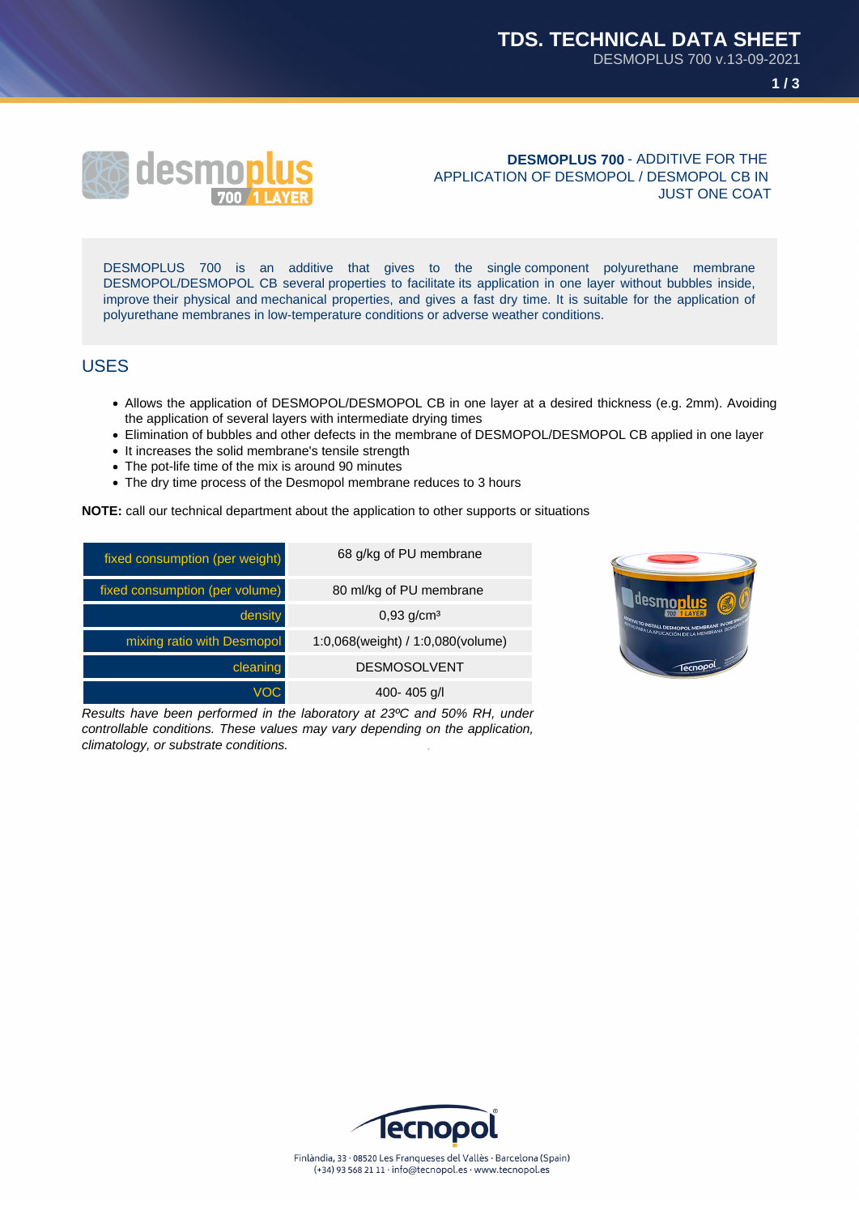# DESMOPLUS 700 - ADDITIVE FOR THE APPLICATION OF DESMOPOL / DESMOPOL CB IN JUST ONE COAT

DESMOPLUS 700 is an additive that gives to the single component polyurethane membrane DESMOPOL/DESMOPOL CB several properties to facilitate its application in one layer without bubbles inside, improve their physical and mechanical properties, and gives a fast dry time. It is suitable for the application of polyurethane membranes in low-temperature conditions or adverse weather conditions.

## USES

- Allows the application of DESMOPOL/DESMOPOL CB in one layer at a desired thickness (e.g. 2mm). Avoiding the application of several layers with intermediate drying times
- Elimination of bubbles and other defects in the membrane of DESMOPOL/DESMOPOL CB applied in one layer
- It increases the solid membrane's tensile strength
- The pot-life time of the mix is around 90 minutes
- The dry time process of the Desmopol membrane reduces to 3 hours

**NOTE:** call our technical department about the application to other supports or situations

| | |
|---|---|
| fixed consumption (per weight) | 68 g/kg of PU membrane |
| fixed consumption (per volume) | 80 ml/kg of PU membrane |
| density | 0,93 g/cm³ |
| mixing ratio with Desmopol | 1:0,068(weight) / 1:0,080(volume) |
| cleaning | DESMOSOLVENT |
| VOC | 400- 405 g/l |

*Results have been performed in the laboratory at 23ºC and 50% RH, under controllable conditions. These values may vary depending on the application, climatology, or substrate conditions.*

Finlàndia, 33 · 08520 Les Franqueses del Vallès · Barcelona (Spain)
(+34) 93 568 21 11 · info@tecnopol.es · www.tecnopol.es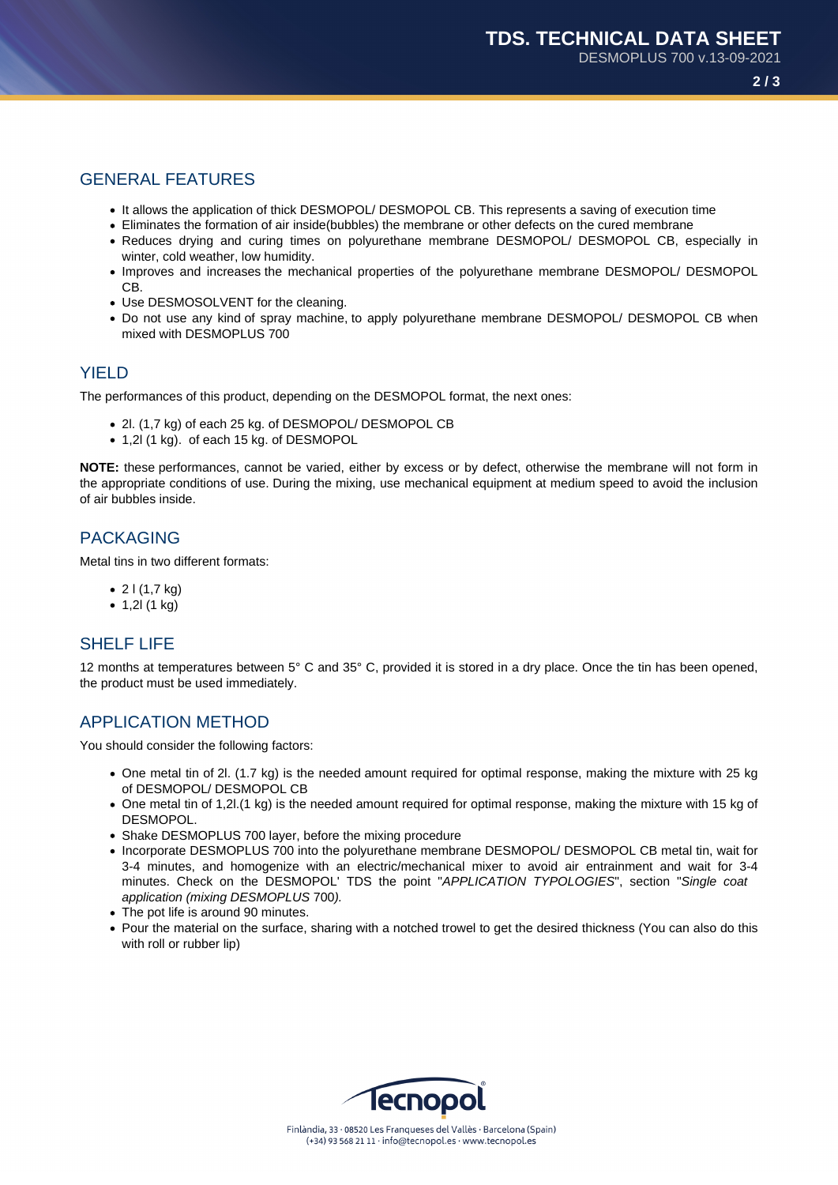## GENERAL FEATURES

- It allows the application of thick DESMOPOL/ DESMOPOL CB. This represents a saving of execution time
- Eliminates the formation of air inside(bubbles) the membrane or other defects on the cured membrane
- Reduces drying and curing times on polyurethane membrane DESMOPOL/ DESMOPOL CB, especially in winter, cold weather, low humidity.
- Improves and increases the mechanical properties of the polyurethane membrane DESMOPOL/ DESMOPOL CB.
- Use DESMOSOLVENT for the cleaning.
- Do not use any kind of spray machine, to apply polyurethane membrane DESMOPOL/ DESMOPOL CB when mixed with DESMOPLUS 700

## YIELD

The performances of this product, depending on the DESMOPOL format, the next ones:

- 2l. (1,7 kg) of each 25 kg. of DESMOPOL/ DESMOPOL CB
- 1,2l (1 kg). of each 15 kg. of DESMOPOL

**NOTE:** these performances, cannot be varied, either by excess or by defect, otherwise the membrane will not form in the appropriate conditions of use. During the mixing, use mechanical equipment at medium speed to avoid the inclusion of air bubbles inside.

## PACKAGING

Metal tins in two different formats:

- 2 l (1,7 kg)
- 1,2l (1 kg)

## SHELF LIFE

12 months at temperatures between 5° C and 35° C, provided it is stored in a dry place. Once the tin has been opened, the product must be used immediately.

## APPLICATION METHOD

You should consider the following factors:

- One metal tin of 2l. (1.7 kg) is the needed amount required for optimal response, making the mixture with 25 kg of DESMOPOL/ DESMOPOL CB
- One metal tin of 1,2l.(1 kg) is the needed amount required for optimal response, making the mixture with 15 kg of DESMOPOL.
- Shake DESMOPLUS 700 layer, before the mixing procedure
- Incorporate DESMOPLUS 700 into the polyurethane membrane DESMOPOL/ DESMOPOL CB metal tin, wait for 3-4 minutes, and homogenize with an electric/mechanical mixer to avoid air entrainment and wait for 3-4 minutes. Check on the DESMOPOL' TDS the point "*APPLICATION TYPOLOGIES*", section "*Single coat application (mixing DESMOPLUS* 700*).*
- The pot life is around 90 minutes.
- Pour the material on the surface, sharing with a notched trowel to get the desired thickness (You can also do this with roll or rubber lip)

Tecnopol
Finlàndia, 33 · 08520 Les Franqueses del Vallès · Barcelona (Spain)
(+34) 93 568 21 11 · info@tecnopol.es · www.tecnopol.es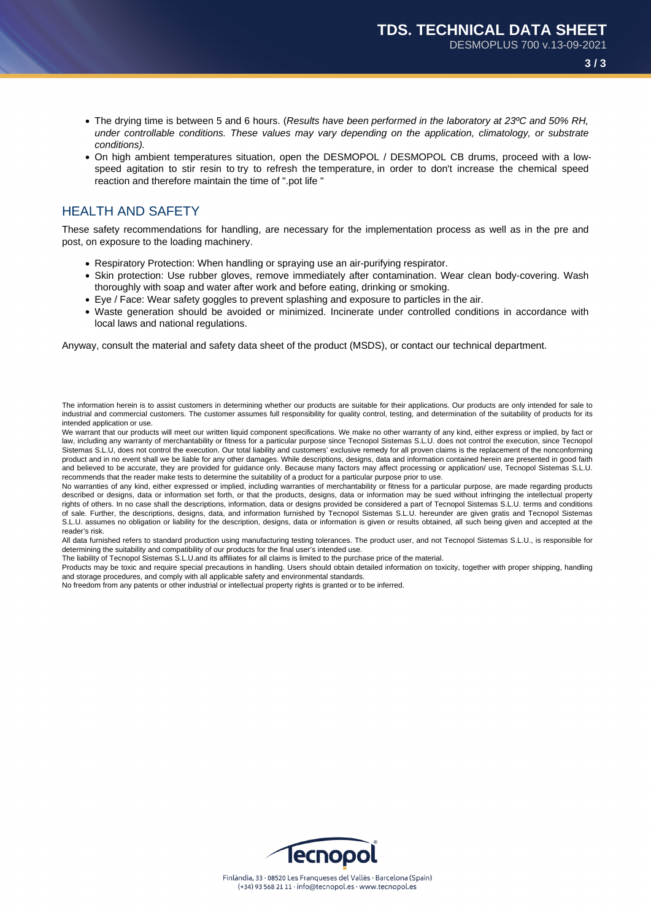- The drying time is between 5 and 6 hours. (*Results have been performed in the laboratory at 23ºC and 50% RH, under controllable conditions. These values may vary depending on the application, climatology, or substrate conditions).*
- On high ambient temperatures situation, open the DESMOPOL / DESMOPOL CB drums, proceed with a low-speed agitation to stir resin to try to refresh the temperature, in order to don't increase the chemical speed reaction and therefore maintain the time of ".pot life "

## HEALTH AND SAFETY

These safety recommendations for handling, are necessary for the implementation process as well as in the pre and post, on exposure to the loading machinery.

- Respiratory Protection: When handling or spraying use an air-purifying respirator.
- Skin protection: Use rubber gloves, remove immediately after contamination. Wear clean body-covering. Wash thoroughly with soap and water after work and before eating, drinking or smoking.
- Eye / Face: Wear safety goggles to prevent splashing and exposure to particles in the air.
- Waste generation should be avoided or minimized. Incinerate under controlled conditions in accordance with local laws and national regulations.

Anyway, consult the material and safety data sheet of the product (MSDS), or contact our technical department.

The information herein is to assist customers in determining whether our products are suitable for their applications. Our products are only intended for sale to industrial and commercial customers. The customer assumes full responsibility for quality control, testing, and determination of the suitability of products for its intended application or use.

We warrant that our products will meet our written liquid component specifications. We make no other warranty of any kind, either express or implied, by fact or law, including any warranty of merchantability or fitness for a particular purpose since Tecnopol Sistemas S.L.U. does not control the execution, since Tecnopol Sistemas S.L.U, does not control the execution. Our total liability and customers' exclusive remedy for all proven claims is the replacement of the nonconforming product and in no event shall we be liable for any other damages. While descriptions, designs, data and information contained herein are presented in good faith and believed to be accurate, they are provided for guidance only. Because many factors may affect processing or application/ use, Tecnopol Sistemas S.L.U. recommends that the reader make tests to determine the suitability of a product for a particular purpose prior to use.

No warranties of any kind, either expressed or implied, including warranties of merchantability or fitness for a particular purpose, are made regarding products described or designs, data or information set forth, or that the products, designs, data or information may be sued without infringing the intellectual property rights of others. In no case shall the descriptions, information, data or designs provided be considered a part of Tecnopol Sistemas S.L.U. terms and conditions of sale. Further, the descriptions, designs, data, and information furnished by Tecnopol Sistemas S.L.U. hereunder are given gratis and Tecnopol Sistemas S.L.U. assumes no obligation or liability for the description, designs, data or information is given or results obtained, all such being given and accepted at the reader's risk.

All data furnished refers to standard production using manufacturing testing tolerances. The product user, and not Tecnopol Sistemas S.L.U., is responsible for determining the suitability and compatibility of our products for the final user's intended use.

The liability of Tecnopol Sistemas S.L.U.and its affiliates for all claims is limited to the purchase price of the material.

Products may be toxic and require special precautions in handling. Users should obtain detailed information on toxicity, together with proper shipping, handling and storage procedures, and comply with all applicable safety and environmental standards.

No freedom from any patents or other industrial or intellectual property rights is granted or to be inferred.

Tecnopol

Finlàndia, 33 · 08520 Les Franqueses del Vallès · Barcelona (Spain)
(+34) 93 568 21 11 · info@tecnopol.es · www.tecnopol.es